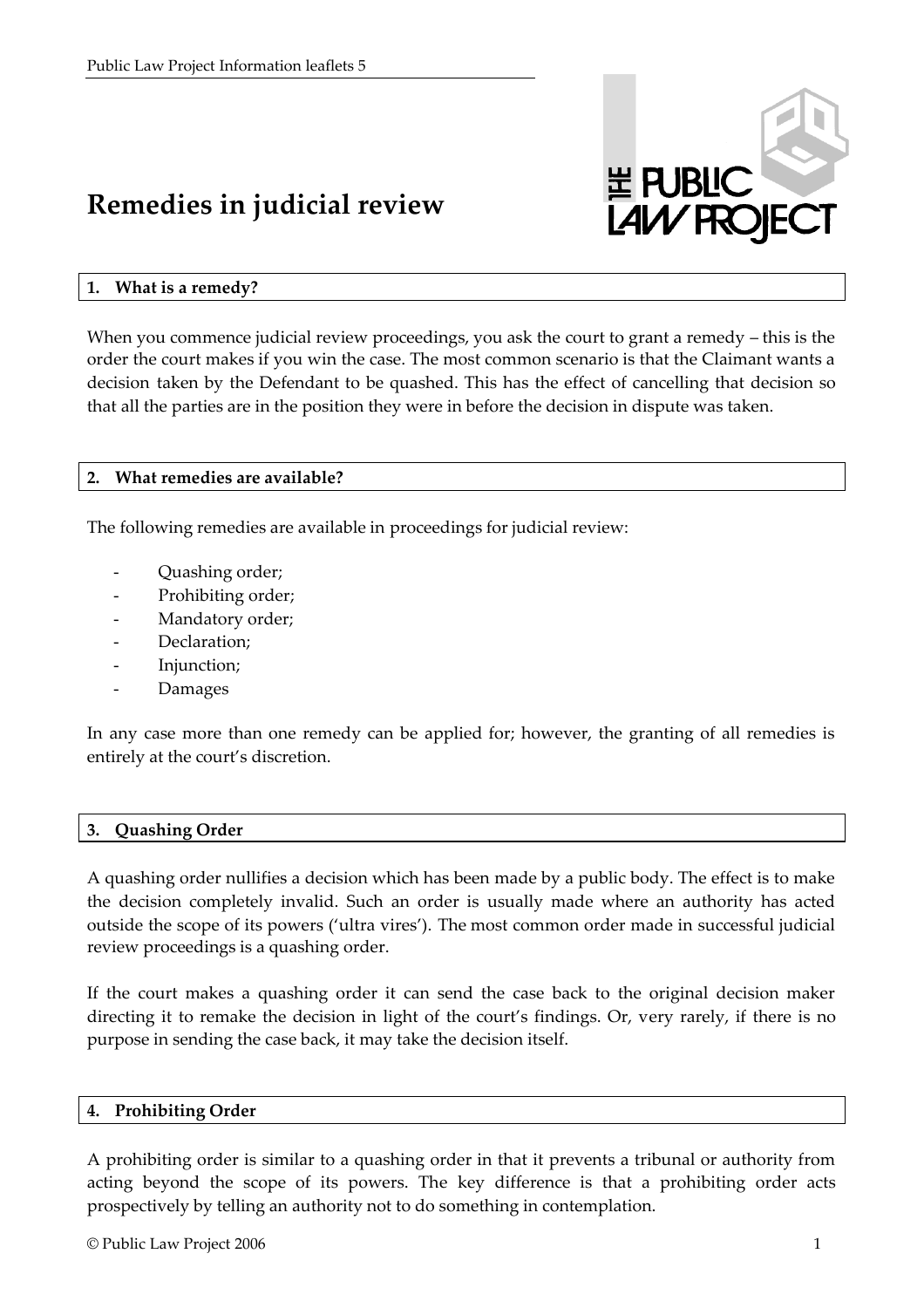# Remedies in judicial review

## 1. What is a remedy?

When you commence judicial review proceedings, you ask the court to grant a remedy – this is the order the court makes if you win the case. The most common scenario is that the Claimant wants a decision taken by the Defendant to be quashed. This has the effect of cancelling that decision so that all the parties are in the position they were in before the decision in dispute was taken.

## 2. What remedies are available?

The following remedies are available in proceedings for judicial review:

- Quashing order;
- Prohibiting order;
- Mandatory order;
- Declaration;
- Injunction;
- Damages

In any case more than one remedy can be applied for; however, the granting of all remedies is entirely at the court's discretion.

## 3. Quashing Order

A quashing order nullifies a decision which has been made by a public body. The effect is to make the decision completely invalid. Such an order is usually made where an authority has acted outside the scope of its powers ('ultra vires'). The most common order made in successful judicial review proceedings is a quashing order.

If the court makes a quashing order it can send the case back to the original decision maker directing it to remake the decision in light of the court's findings. Or, very rarely, if there is no purpose in sending the case back, it may take the decision itself.

## 4. Prohibiting Order

A prohibiting order is similar to a quashing order in that it prevents a tribunal or authority from acting beyond the scope of its powers. The key difference is that a prohibiting order acts prospectively by telling an authority not to do something in contemplation.

© Public Law Project 2006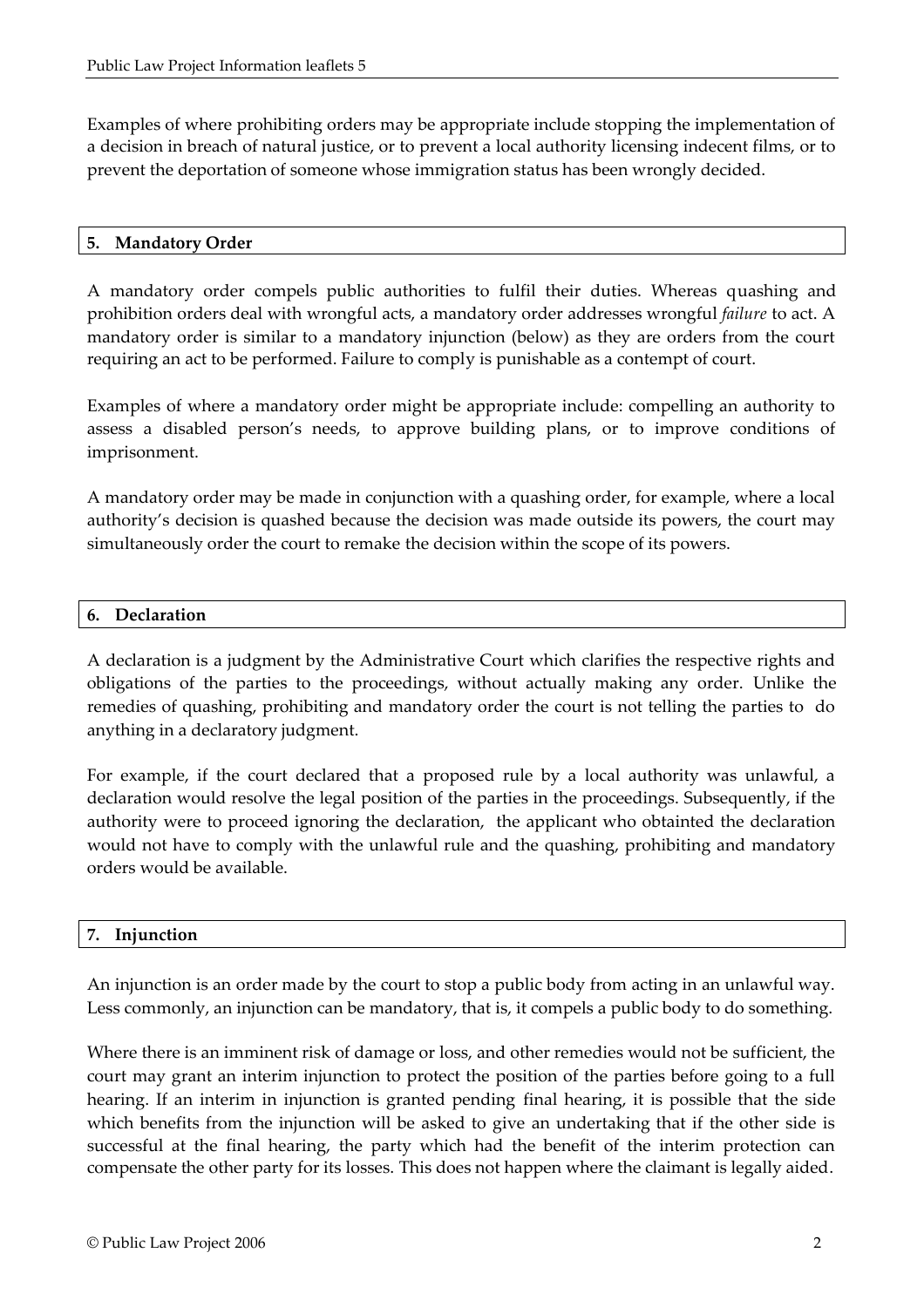Examples of where prohibiting orders may be appropriate include stopping the implementation of a decision in breach of natural justice, or to prevent a local authority licensing indecent films, or to prevent the deportation of someone whose immigration status has been wrongly decided.

## 5. Mandatory Order

A mandatory order compels public authorities to fulfil their duties. Whereas quashing and prohibition orders deal with wrongful acts, a mandatory order addresses wrongful *failure* to act. A mandatory order is similar to a mandatory injunction (below) as they are orders from the court requiring an act to be performed. Failure to comply is punishable as a contempt of court.

Examples of where a mandatory order might be appropriate include: compelling an authority to assess a disabled person's needs, to approve building plans, or to improve conditions of imprisonment.

A mandatory order may be made in conjunction with a quashing order, for example, where a local authority's decision is quashed because the decision was made outside its powers, the court may simultaneously order the court to remake the decision within the scope of its powers.

## 6. Declaration

A declaration is a judgment by the Administrative Court which clarifies the respective rights and obligations of the parties to the proceedings, without actually making any order. Unlike the remedies of quashing, prohibiting and mandatory order the court is not telling the parties to do anything in a declaratory judgment.

For example, if the court declared that a proposed rule by a local authority was unlawful, a declaration would resolve the legal position of the parties in the proceedings. Subsequently, if the authority were to proceed ignoring the declaration, the applicant who obtainted the declaration would not have to comply with the unlawful rule and the quashing, prohibiting and mandatory orders would be available.

## 7. Injunction

An injunction is an order made by the court to stop a public body from acting in an unlawful way. Less commonly, an injunction can be mandatory, that is, it compels a public body to do something.

Where there is an imminent risk of damage or loss, and other remedies would not be sufficient, the court may grant an interim injunction to protect the position of the parties before going to a full hearing. If an interim in injunction is granted pending final hearing, it is possible that the side which benefits from the injunction will be asked to give an undertaking that if the other side is successful at the final hearing, the party which had the benefit of the interim protection can compensate the other party for its losses. This does not happen where the claimant is legally aided.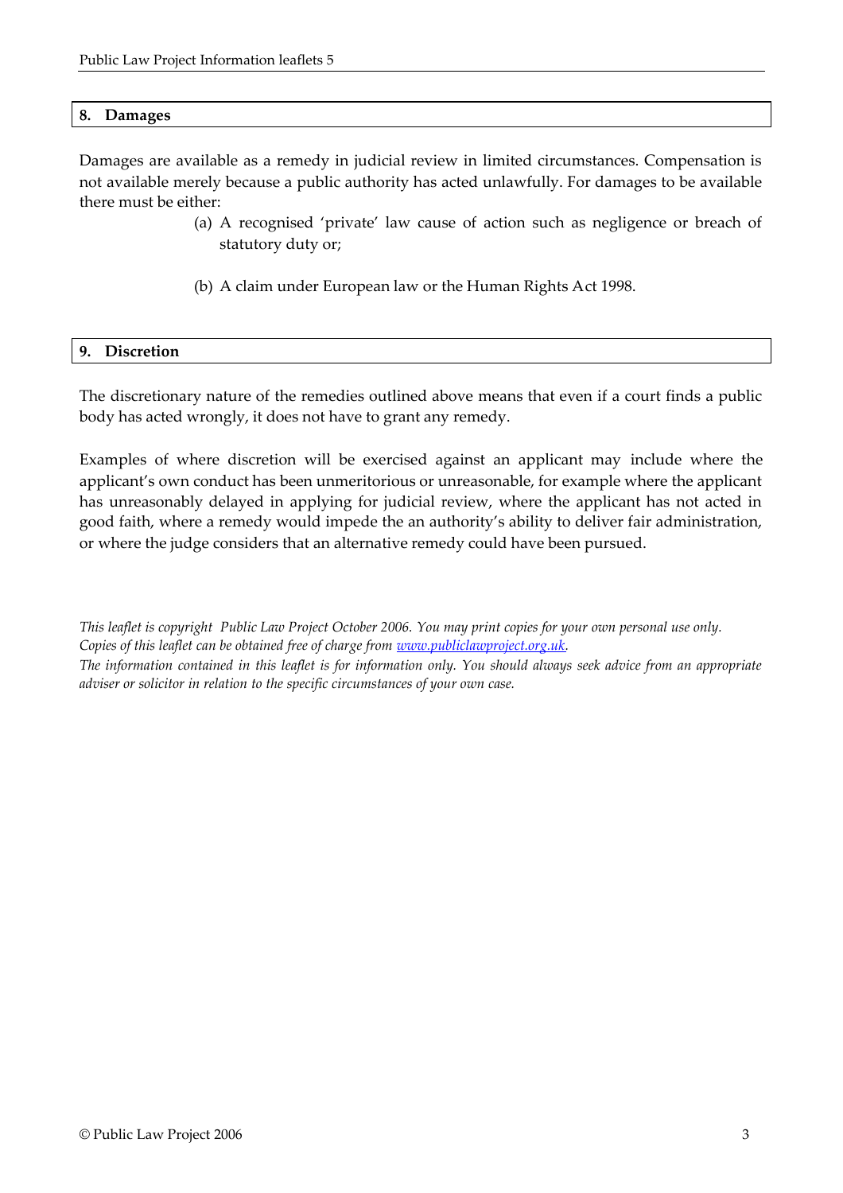## 8. Damages

Damages are available as a remedy in judicial review in limited circumstances. Compensation is not available merely because a public authority has acted unlawfully. For damages to be available there must be either:

(a) A recognised 'private' law cause of action such as negligence or breach of statutory duty or;

(b) A claim under European law or the Human Rights Act 1998.

## 9. Discretion

The discretionary nature of the remedies outlined above means that even if a court finds a public body has acted wrongly, it does not have to grant any remedy.

Examples of where discretion will be exercised against an applicant may include where the applicant's own conduct has been unmeritorious or unreasonable, for example where the applicant has unreasonably delayed in applying for judicial review, where the applicant has not acted in good faith, where a remedy would impede the an authority's ability to deliver fair administration, or where the judge considers that an alternative remedy could have been pursued.

*This leaflet is copyright Public Law Project October 2006. You may print copies for your own personal use only. Copies of this leaflet can be obtained free of charge from [www.publiclawproject.org.uk](http://www.publiclawproject.org.uk).*
*The information contained in this leaflet is for information only. You should always seek advice from an appropriate adviser or solicitor in relation to the specific circumstances of your own case.*